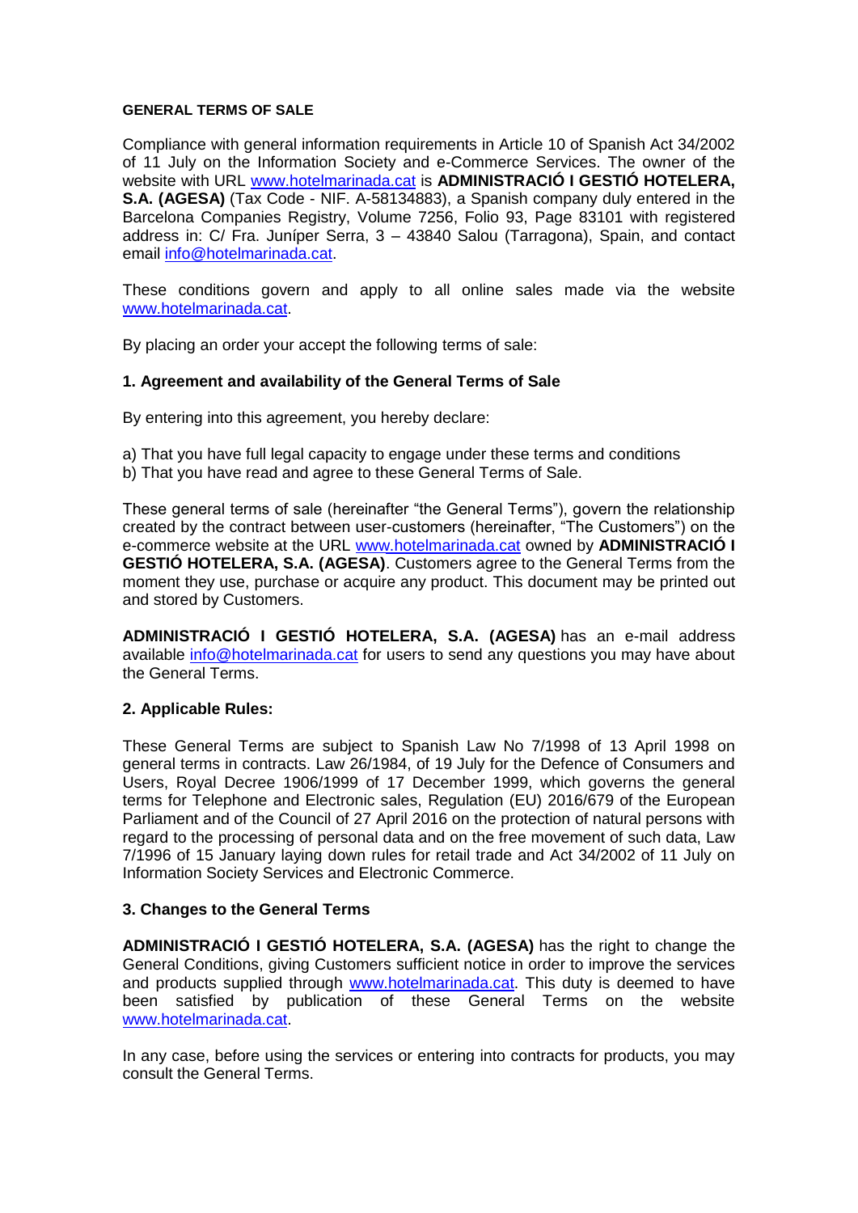**GENERAL TERMS OF SALE**

Compliance with general information requirements in Article 10 of Spanish Act 34/2002 of 11 July on the Information Society and e-Commerce Services. The owner of the website with URL www.hotelmarinada.cat is **ADMINISTRACIÓ I GESTIÓ HOTELERA, S.A. (AGESA)** (Tax Code - NIF. A-58134883), a Spanish company duly entered in the Barcelona Companies Registry, Volume 7256, Folio 93, Page 83101 with registered address in: C/ Fra. Juníper Serra, 3 – 43840 Salou (Tarragona), Spain, and contact email info@hotelmarinada.cat.

These conditions govern and apply to all online sales made via the website www.hotelmarinada.cat.

By placing an order your accept the following terms of sale:

**1. Agreement and availability of the General Terms of Sale**

By entering into this agreement, you hereby declare:

a) That you have full legal capacity to engage under these terms and conditions
b) That you have read and agree to these General Terms of Sale.

These general terms of sale (hereinafter "the General Terms"), govern the relationship created by the contract between user-customers (hereinafter, "The Customers") on the e-commerce website at the URL www.hotelmarinada.cat owned by **ADMINISTRACIÓ I GESTIÓ HOTELERA, S.A. (AGESA)**. Customers agree to the General Terms from the moment they use, purchase or acquire any product. This document may be printed out and stored by Customers.

**ADMINISTRACIÓ I GESTIÓ HOTELERA, S.A. (AGESA)** has an e-mail address available info@hotelmarinada.cat for users to send any questions you may have about the General Terms.

**2. Applicable Rules:**

These General Terms are subject to Spanish Law No 7/1998 of 13 April 1998 on general terms in contracts. Law 26/1984, of 19 July for the Defence of Consumers and Users, Royal Decree 1906/1999 of 17 December 1999, which governs the general terms for Telephone and Electronic sales, Regulation (EU) 2016/679 of the European Parliament and of the Council of 27 April 2016 on the protection of natural persons with regard to the processing of personal data and on the free movement of such data, Law 7/1996 of 15 January laying down rules for retail trade and Act 34/2002 of 11 July on Information Society Services and Electronic Commerce.

**3. Changes to the General Terms**

**ADMINISTRACIÓ I GESTIÓ HOTELERA, S.A. (AGESA)** has the right to change the General Conditions, giving Customers sufficient notice in order to improve the services and products supplied through www.hotelmarinada.cat. This duty is deemed to have been satisfied by publication of these General Terms on the website www.hotelmarinada.cat.

In any case, before using the services or entering into contracts for products, you may consult the General Terms.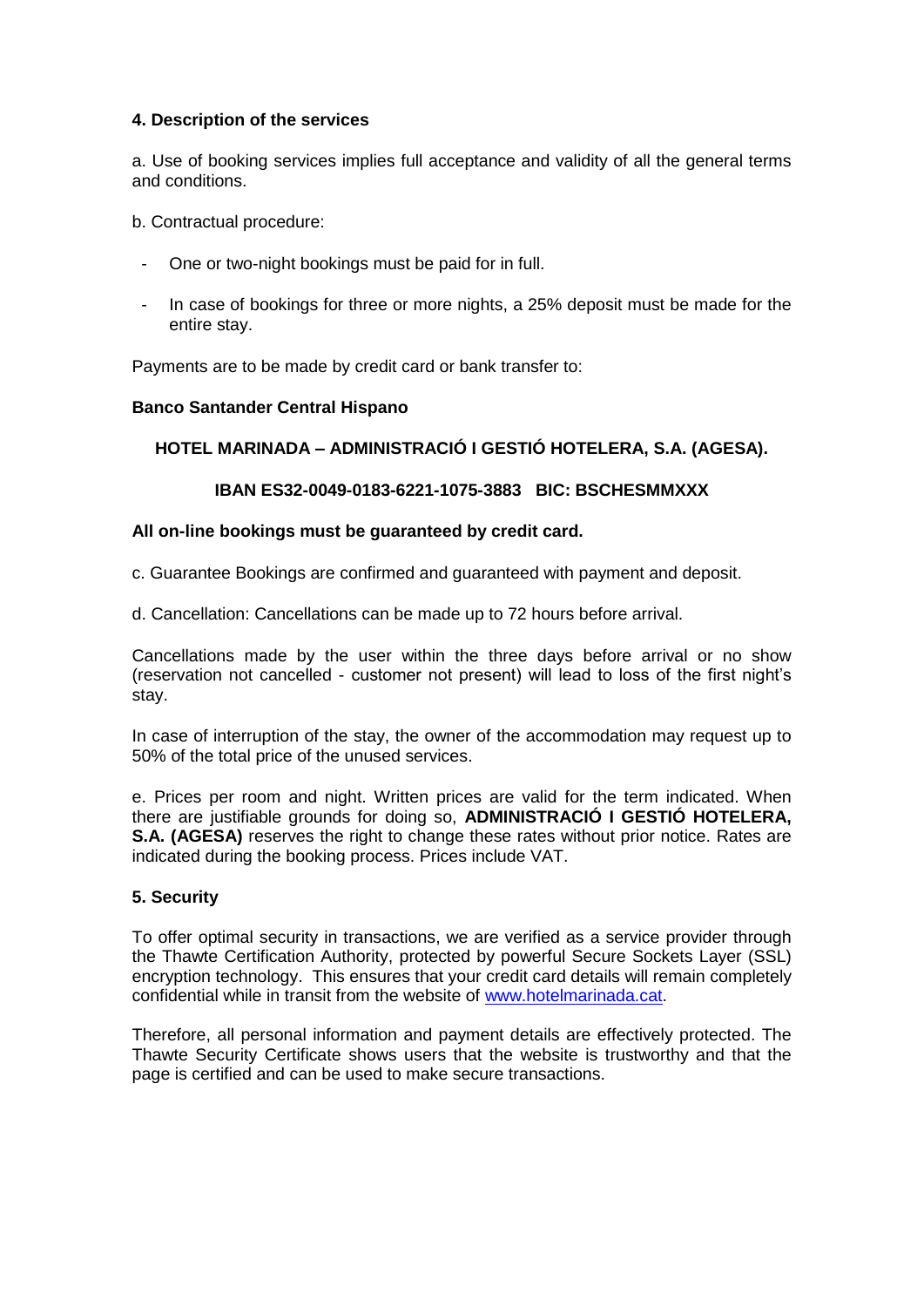**4. Description of the services**

a. Use of booking services implies full acceptance and validity of all the general terms and conditions.

b. Contractual procedure:

- One or two-night bookings must be paid for in full.
- In case of bookings for three or more nights, a 25% deposit must be made for the entire stay.

Payments are to be made by credit card or bank transfer to:

**Banco Santander Central Hispano**

**HOTEL MARINADA – ADMINISTRACIÓ I GESTIÓ HOTELERA, S.A. (AGESA).**

**IBAN ES32-0049-0183-6221-1075-3883 BIC: BSCHESMMXXX**

**All on-line bookings must be guaranteed by credit card.**

c. Guarantee Bookings are confirmed and guaranteed with payment and deposit.

d. Cancellation: Cancellations can be made up to 72 hours before arrival.

Cancellations made by the user within the three days before arrival or no show (reservation not cancelled - customer not present) will lead to loss of the first night's stay.

In case of interruption of the stay, the owner of the accommodation may request up to 50% of the total price of the unused services.

e. Prices per room and night. Written prices are valid for the term indicated. When there are justifiable grounds for doing so, **ADMINISTRACIÓ I GESTIÓ HOTELERA, S.A. (AGESA)** reserves the right to change these rates without prior notice. Rates are indicated during the booking process. Prices include VAT.

**5. Security**

To offer optimal security in transactions, we are verified as a service provider through the Thawte Certification Authority, protected by powerful Secure Sockets Layer (SSL) encryption technology. This ensures that your credit card details will remain completely confidential while in transit from the website of [www.hotelmarinada.cat](http://www.hotelmarinada.cat).

Therefore, all personal information and payment details are effectively protected. The Thawte Security Certificate shows users that the website is trustworthy and that the page is certified and can be used to make secure transactions.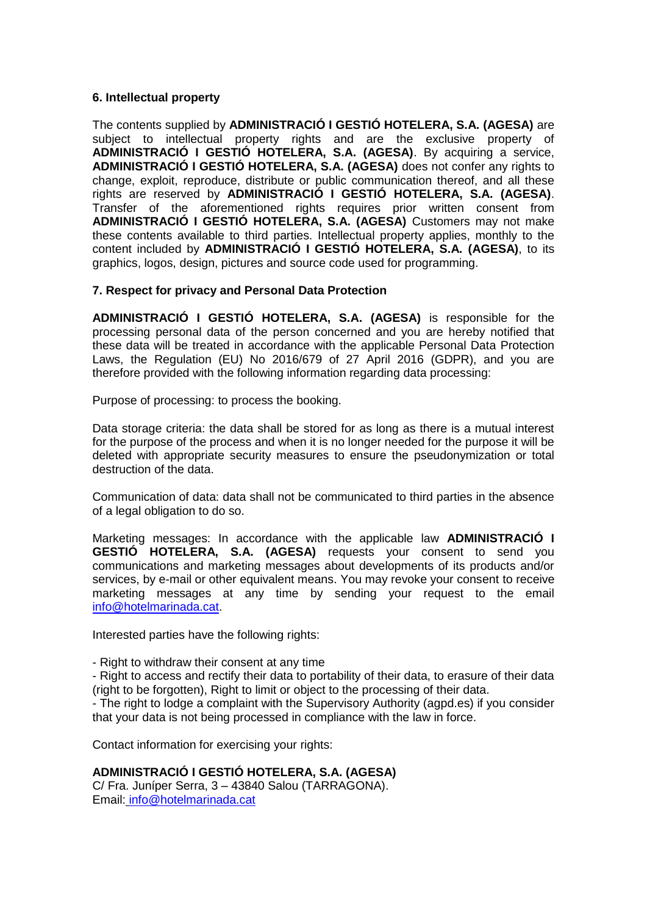### 6. Intellectual property

The contents supplied by **ADMINISTRACIÓ I GESTIÓ HOTELERA, S.A. (AGESA)** are subject to intellectual property rights and are the exclusive property of **ADMINISTRACIÓ I GESTIÓ HOTELERA, S.A. (AGESA)**. By acquiring a service, **ADMINISTRACIÓ I GESTIÓ HOTELERA, S.A. (AGESA)** does not confer any rights to change, exploit, reproduce, distribute or public communication thereof, and all these rights are reserved by **ADMINISTRACIÓ I GESTIÓ HOTELERA, S.A. (AGESA)**. Transfer of the aforementioned rights requires prior written consent from **ADMINISTRACIÓ I GESTIÓ HOTELERA, S.A. (AGESA)** Customers may not make these contents available to third parties. Intellectual property applies, monthly to the content included by **ADMINISTRACIÓ I GESTIÓ HOTELERA, S.A. (AGESA)**, to its graphics, logos, design, pictures and source code used for programming.

### 7. Respect for privacy and Personal Data Protection

**ADMINISTRACIÓ I GESTIÓ HOTELERA, S.A. (AGESA)** is responsible for the processing personal data of the person concerned and you are hereby notified that these data will be treated in accordance with the applicable Personal Data Protection Laws, the Regulation (EU) No 2016/679 of 27 April 2016 (GDPR), and you are therefore provided with the following information regarding data processing:

Purpose of processing: to process the booking.

Data storage criteria: the data shall be stored for as long as there is a mutual interest for the purpose of the process and when it is no longer needed for the purpose it will be deleted with appropriate security measures to ensure the pseudonymization or total destruction of the data.

Communication of data: data shall not be communicated to third parties in the absence of a legal obligation to do so.

Marketing messages: In accordance with the applicable law **ADMINISTRACIÓ I GESTIÓ HOTELERA, S.A. (AGESA)** requests your consent to send you communications and marketing messages about developments of its products and/or services, by e-mail or other equivalent means. You may revoke your consent to receive marketing messages at any time by sending your request to the email info@hotelmarinada.cat.

Interested parties have the following rights:

- Right to withdraw their consent at any time
- Right to access and rectify their data to portability of their data, to erasure of their data (right to be forgotten), Right to limit or object to the processing of their data.
- The right to lodge a complaint with the Supervisory Authority (agpd.es) if you consider that your data is not being processed in compliance with the law in force.

Contact information for exercising your rights:

**ADMINISTRACIÓ I GESTIÓ HOTELERA, S.A. (AGESA)**
C/ Fra. Junípero Serra, 3 – 43840 Salou (TARRAGONA).
Email: info@hotelmarinada.cat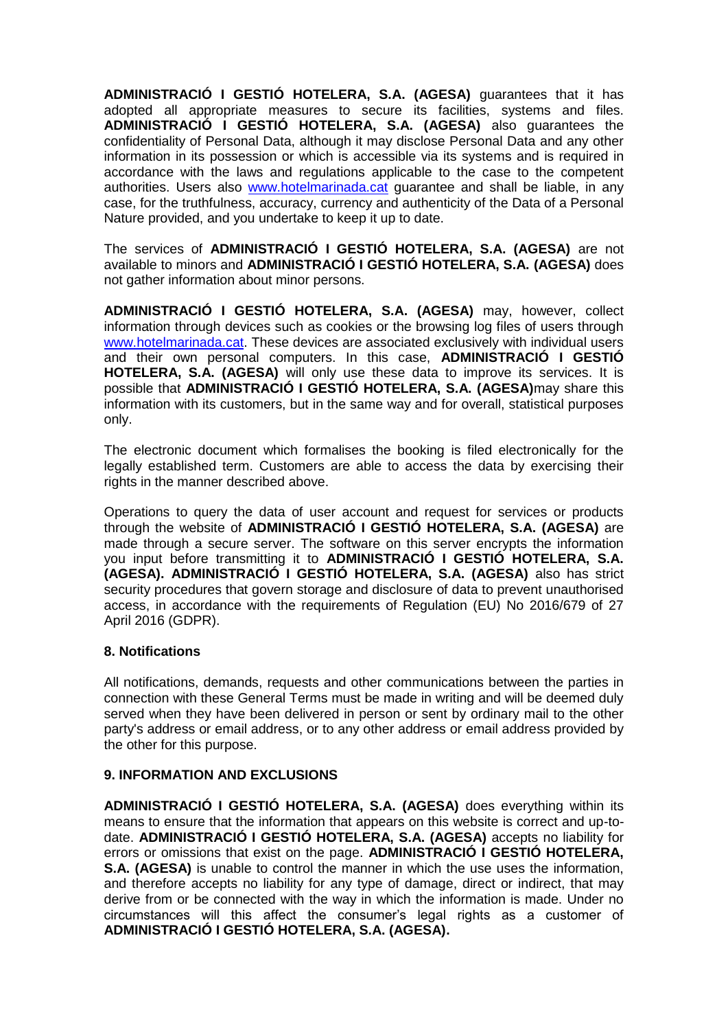**ADMINISTRACIÓ I GESTIÓ HOTELERA, S.A. (AGESA)** guarantees that it has adopted all appropriate measures to secure its facilities, systems and files. **ADMINISTRACIÓ I GESTIÓ HOTELERA, S.A. (AGESA)** also guarantees the confidentiality of Personal Data, although it may disclose Personal Data and any other information in its possession or which is accessible via its systems and is required in accordance with the laws and regulations applicable to the case to the competent authorities. Users also [www.hotelmarinada.cat](www.hotelmarinada.cat) guarantee and shall be liable, in any case, for the truthfulness, accuracy, currency and authenticity of the Data of a Personal Nature provided, and you undertake to keep it up to date.

The services of **ADMINISTRACIÓ I GESTIÓ HOTELERA, S.A. (AGESA)** are not available to minors and **ADMINISTRACIÓ I GESTIÓ HOTELERA, S.A. (AGESA)** does not gather information about minor persons.

**ADMINISTRACIÓ I GESTIÓ HOTELERA, S.A. (AGESA)** may, however, collect information through devices such as cookies or the browsing log files of users through [www.hotelmarinada.cat](www.hotelmarinada.cat). These devices are associated exclusively with individual users and their own personal computers. In this case, **ADMINISTRACIÓ I GESTIÓ HOTELERA, S.A. (AGESA)** will only use these data to improve its services. It is possible that **ADMINISTRACIÓ I GESTIÓ HOTELERA, S.A. (AGESA)**may share this information with its customers, but in the same way and for overall, statistical purposes only.

The electronic document which formalises the booking is filed electronically for the legally established term. Customers are able to access the data by exercising their rights in the manner described above.

Operations to query the data of user account and request for services or products through the website of **ADMINISTRACIÓ I GESTIÓ HOTELERA, S.A. (AGESA)** are made through a secure server. The software on this server encrypts the information you input before transmitting it to **ADMINISTRACIÓ I GESTIÓ HOTELERA, S.A. (AGESA). ADMINISTRACIÓ I GESTIÓ HOTELERA, S.A. (AGESA)** also has strict security procedures that govern storage and disclosure of data to prevent unauthorised access, in accordance with the requirements of Regulation (EU) No 2016/679 of 27 April 2016 (GDPR).

## 8. Notifications

All notifications, demands, requests and other communications between the parties in connection with these General Terms must be made in writing and will be deemed duly served when they have been delivered in person or sent by ordinary mail to the other party's address or email address, or to any other address or email address provided by the other for this purpose.

## 9. INFORMATION AND EXCLUSIONS

**ADMINISTRACIÓ I GESTIÓ HOTELERA, S.A. (AGESA)** does everything within its means to ensure that the information that appears on this website is correct and up-to-date. **ADMINISTRACIÓ I GESTIÓ HOTELERA, S.A. (AGESA)** accepts no liability for errors or omissions that exist on the page. **ADMINISTRACIÓ I GESTIÓ HOTELERA, S.A. (AGESA)** is unable to control the manner in which the use uses the information, and therefore accepts no liability for any type of damage, direct or indirect, that may derive from or be connected with the way in which the information is made. Under no circumstances will this affect the consumer's legal rights as a customer of **ADMINISTRACIÓ I GESTIÓ HOTELERA, S.A. (AGESA).**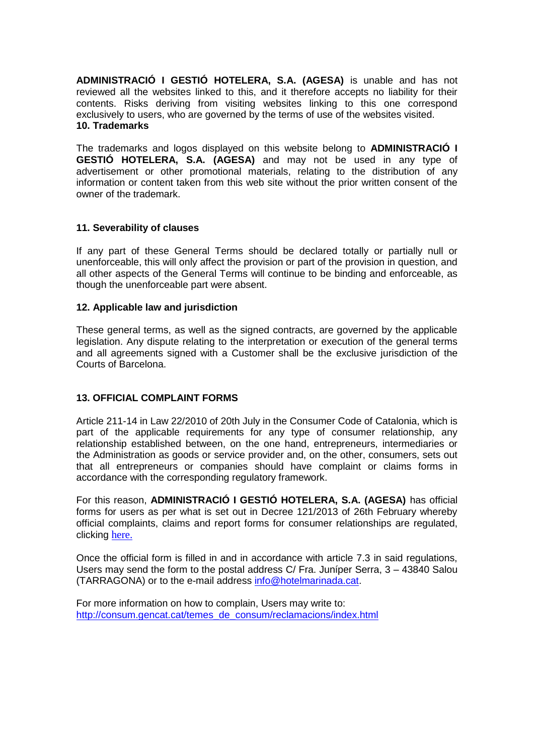**ADMINISTRACIÓ I GESTIÓ HOTELERA, S.A. (AGESA)** is unable and has not reviewed all the websites linked to this, and it therefore accepts no liability for their contents. Risks deriving from visiting websites linking to this one correspond exclusively to users, who are governed by the terms of use of the websites visited.

**10. Trademarks**

The trademarks and logos displayed on this website belong to **ADMINISTRACIÓ I GESTIÓ HOTELERA, S.A. (AGESA)** and may not be used in any type of advertisement or other promotional materials, relating to the distribution of any information or content taken from this web site without the prior written consent of the owner of the trademark.

**11. Severability of clauses**

If any part of these General Terms should be declared totally or partially null or unenforceable, this will only affect the provision or part of the provision in question, and all other aspects of the General Terms will continue to be binding and enforceable, as though the unenforceable part were absent.

**12. Applicable law and jurisdiction**

These general terms, as well as the signed contracts, are governed by the applicable legislation. Any dispute relating to the interpretation or execution of the general terms and all agreements signed with a Customer shall be the exclusive jurisdiction of the Courts of Barcelona.

**13. OFFICIAL COMPLAINT FORMS**

Article 211-14 in Law 22/2010 of 20th July in the Consumer Code of Catalonia, which is part of the applicable requirements for any type of consumer relationship, any relationship established between, on the one hand, entrepreneurs, intermediaries or the Administration as goods or service provider and, on the other, consumers, sets out that all entrepreneurs or companies should have complaint or claims forms in accordance with the corresponding regulatory framework.

For this reason, **ADMINISTRACIÓ I GESTIÓ HOTELERA, S.A. (AGESA)** has official forms for users as per what is set out in Decree 121/2013 of 26th February whereby official complaints, claims and report forms for consumer relationships are regulated, clicking here.

Once the official form is filled in and in accordance with article 7.3 in said regulations, Users may send the form to the postal address C/ Fra. Juníper Serra, 3 – 43840 Salou (TARRAGONA) or to the e-mail address info@hotelmarinada.cat.

For more information on how to complain, Users may write to:
http://consum.gencat.cat/temes_de_consum/reclamacions/index.html